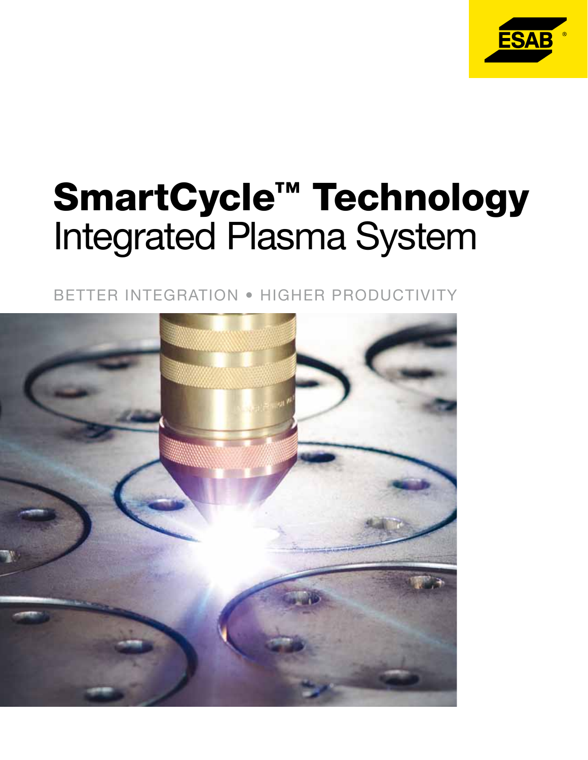# SmartCycle™ Technology
## Integrated Plasma System

BETTER INTEGRATION • HIGHER PRODUCTIVITY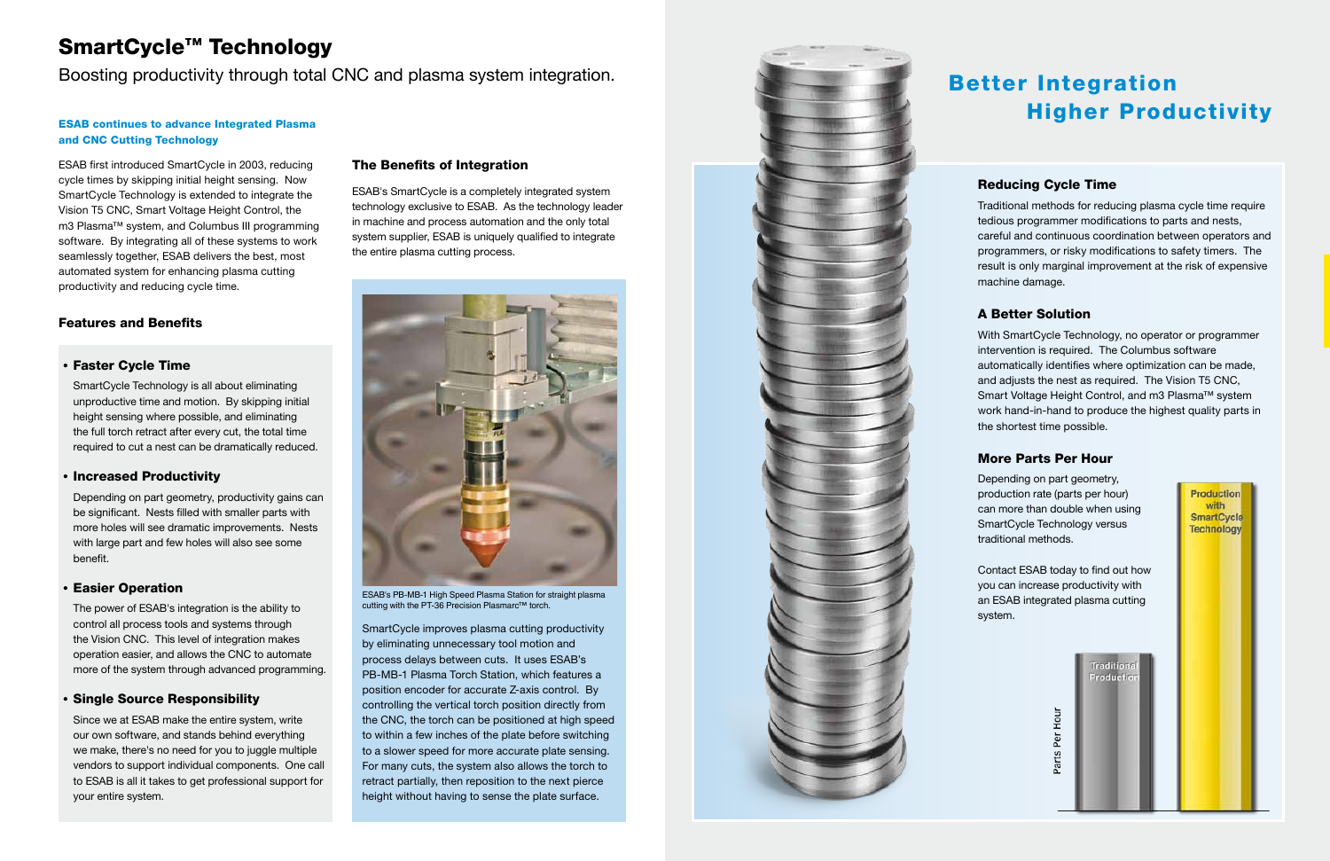# SmartCycle™ Technology

Boosting productivity through total CNC and plasma system integration.

**ESAB continues to advance Integrated Plasma and CNC Cutting Technology**

ESAB first introduced SmartCycle in 2003, reducing cycle times by skipping initial height sensing. Now SmartCycle Technology is extended to integrate the Vision T5 CNC, Smart Voltage Height Control, the m3 Plasma™ system, and Columbus III programming software. By integrating all of these systems to work seamlessly together, ESAB delivers the best, most automated system for enhancing plasma cutting productivity and reducing cycle time.

### Features and Benefits

- **Faster Cycle Time**

  SmartCycle Technology is all about eliminating unproductive time and motion. By skipping initial height sensing where possible, and eliminating the full torch retract after every cut, the total time required to cut a nest can be dramatically reduced.

- **Increased Productivity**

  Depending on part geometry, productivity gains can be significant. Nests filled with smaller parts with more holes will see dramatic improvements. Nests with large part and few holes will also see some benefit.

- **Easier Operation**

  The power of ESAB's integration is the ability to control all process tools and systems through the Vision CNC. This level of integration makes operation easier, and allows the CNC to automate more of the system through advanced programming.

- **Single Source Responsibility**

  Since we at ESAB make the entire system, write our own software, and stands behind everything we make, there's no need for you to juggle multiple vendors to support individual components. One call to ESAB is all it takes to get professional support for your entire system.

### The Benefits of Integration

ESAB's SmartCycle is a completely integrated system technology exclusive to ESAB. As the technology leader in machine and process automation and the only total system supplier, ESAB is uniquely qualified to integrate the entire plasma cutting process.

ESAB's PB-MB-1 High Speed Plasma Station for straight plasma cutting with the PT-36 Precision Plasmarc™ torch.

SmartCycle improves plasma cutting productivity by eliminating unnecessary tool motion and process delays between cuts. It uses ESAB's PB-MB-1 Plasma Torch Station, which features a position encoder for accurate Z-axis control. By controlling the vertical torch position directly from the CNC, the torch can be positioned at high speed to within a few inches of the plate before switching to a slower speed for more accurate plate sensing. For many cuts, the system also allows the torch to retract partially, then reposition to the next pierce height without having to sense the plate surface.

## Better Integration Higher Productivity

### Reducing Cycle Time

Traditional methods for reducing plasma cycle time require tedious programmer modifications to parts and nests, careful and continuous coordination between operators and programmers, or risky modifications to safety timers. The result is only marginal improvement at the risk of expensive machine damage.

### A Better Solution

With SmartCycle Technology, no operator or programmer intervention is required. The Columbus software automatically identifies where optimization can be made, and adjusts the nest as required. The Vision T5 CNC, Smart Voltage Height Control, and m3 Plasma™ system work hand-in-hand to produce the highest quality parts in the shortest time possible.

### More Parts Per Hour

Depending on part geometry, production rate (parts per hour) can more than double when using SmartCycle Technology versus traditional methods.

Contact ESAB today to find out how you can increase productivity with an ESAB integrated plasma cutting system.

Parts Per Hour — Traditional Production — Production with SmartCycle Technology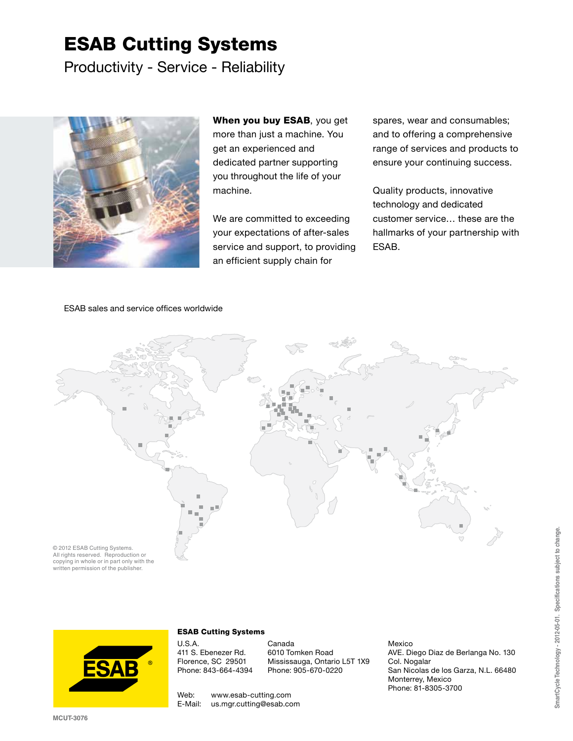# ESAB Cutting Systems

Productivity - Service - Reliability

**When you buy ESAB**, you get more than just a machine. You get an experienced and dedicated partner supporting you throughout the life of your machine.

We are committed to exceeding your expectations of after-sales service and support, to providing an efficient supply chain for spares, wear and consumables; and to offering a comprehensive range of services and products to ensure your continuing success.

Quality products, innovative technology and dedicated customer service… these are the hallmarks of your partnership with ESAB.

ESAB sales and service offices worldwide

© 2012 ESAB Cutting Systems.
All rights reserved. Reproduction or copying in whole or in part only with the written permission of the publisher.

**ESAB Cutting Systems**

U.S.A.
411 S. Ebenezer Rd.
Florence, SC 29501
Phone: 843-664-4394

Canada
6010 Tomken Road
Mississauga, Ontario L5T 1X9
Phone: 905-670-0220

Mexico
AVE. Diego Diaz de Berlanga No. 130
Col. Nogalar
San Nicolas de los Garza, N.L. 66480
Monterrey, Mexico
Phone: 81-8305-3700

Web: www.esab-cutting.com
E-Mail: us.mgr.cutting@esab.com

MCUT-3076

SmartCycle Technology - 2012-05-01. Specifications subject to change.